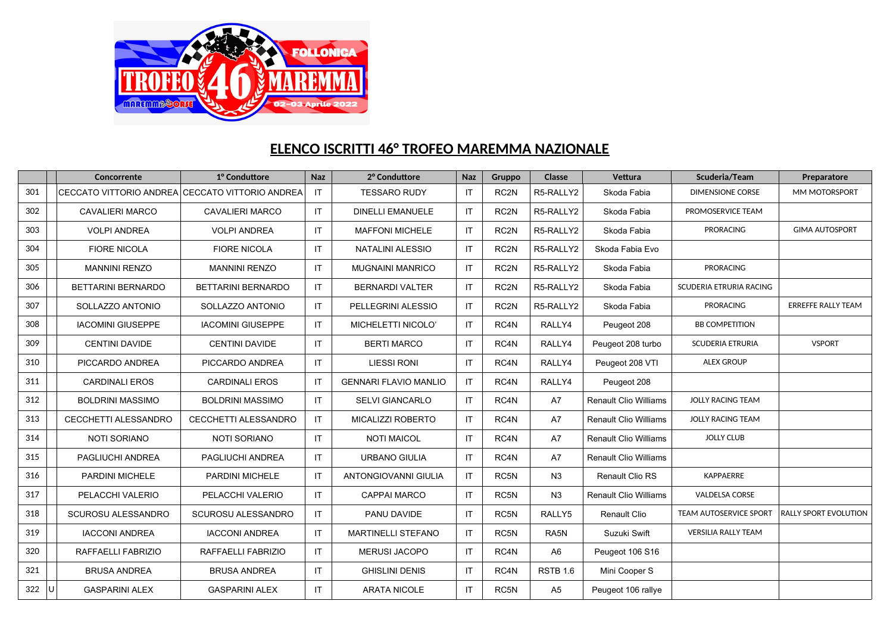## ELENCO ISCRITTI 46° TROFEO MAREMMA NAZIONALE

| | | Concorrente | 1° Conduttore | Naz | 2° Conduttore | Naz | Gruppo | Classe | Vettura | Scuderia/Team | Preparatore |
|---|---|---|---|---|---|---|---|---|---|---|---|
| 301 | | CECCATO VITTORIO ANDREA | CECCATO VITTORIO ANDREA | IT | TESSARO RUDY | IT | RC2N | R5-RALLY2 | Skoda Fabia | DIMENSIONE CORSE | MM MOTORSPORT |
| 302 | | CAVALIERI MARCO | CAVALIERI MARCO | IT | DINELLI EMANUELE | IT | RC2N | R5-RALLY2 | Skoda Fabia | PROMOSERVICE TEAM | |
| 303 | | VOLPI ANDREA | VOLPI ANDREA | IT | MAFFONI MICHELE | IT | RC2N | R5-RALLY2 | Skoda Fabia | PRORACING | GIMA AUTOSPORT |
| 304 | | FIORE NICOLA | FIORE NICOLA | IT | NATALINI ALESSIO | IT | RC2N | R5-RALLY2 | Skoda Fabia Evo | | |
| 305 | | MANNINI RENZO | MANNINI RENZO | IT | MUGNAINI MANRICO | IT | RC2N | R5-RALLY2 | Skoda Fabia | PRORACING | |
| 306 | | BETTARINI BERNARDO | BETTARINI BERNARDO | IT | BERNARDI VALTER | IT | RC2N | R5-RALLY2 | Skoda Fabia | SCUDERIA ETRURIA RACING | |
| 307 | | SOLLAZZO ANTONIO | SOLLAZZO ANTONIO | IT | PELLEGRINI ALESSIO | IT | RC2N | R5-RALLY2 | Skoda Fabia | PRORACING | ERREFFE RALLY TEAM |
| 308 | | IACOMINI GIUSEPPE | IACOMINI GIUSEPPE | IT | MICHELETTI NICOLO' | IT | RC4N | RALLY4 | Peugeot 208 | BB COMPETITION | |
| 309 | | CENTINI DAVIDE | CENTINI DAVIDE | IT | BERTI MARCO | IT | RC4N | RALLY4 | Peugeot 208 turbo | SCUDERIA ETRURIA | VSPORT |
| 310 | | PICCARDO ANDREA | PICCARDO ANDREA | IT | LIESSI RONI | IT | RC4N | RALLY4 | Peugeot 208 VTI | ALEX GROUP | |
| 311 | | CARDINALI EROS | CARDINALI EROS | IT | GENNARI FLAVIO MANLIO | IT | RC4N | RALLY4 | Peugeot 208 | | |
| 312 | | BOLDRINI MASSIMO | BOLDRINI MASSIMO | IT | SELVI GIANCARLO | IT | RC4N | A7 | Renault Clio Williams | JOLLY RACING TEAM | |
| 313 | | CECCHETTI ALESSANDRO | CECCHETTI ALESSANDRO | IT | MICALIZZI ROBERTO | IT | RC4N | A7 | Renault Clio Williams | JOLLY RACING TEAM | |
| 314 | | NOTI SORIANO | NOTI SORIANO | IT | NOTI MAICOL | IT | RC4N | A7 | Renault Clio Williams | JOLLY CLUB | |
| 315 | | PAGLIUCHI ANDREA | PAGLIUCHI ANDREA | IT | URBANO GIULIA | IT | RC4N | A7 | Renault Clio Williams | | |
| 316 | | PARDINI MICHELE | PARDINI MICHELE | IT | ANTONGIOVANNI GIULIA | IT | RC5N | N3 | Renault Clio RS | KAPPAERRE | |
| 317 | | PELACCHI VALERIO | PELACCHI VALERIO | IT | CAPPAI MARCO | IT | RC5N | N3 | Renault Clio Williams | VALDELSA CORSE | |
| 318 | | SCUROSU ALESSANDRO | SCUROSU ALESSANDRO | IT | PANU DAVIDE | IT | RC5N | RALLY5 | Renault Clio | TEAM AUTOSERVICE SPORT | RALLY SPORT EVOLUTION |
| 319 | | IACCONI ANDREA | IACCONI ANDREA | IT | MARTINELLI STEFANO | IT | RC5N | RA5N | Suzuki Swift | VERSILIA RALLY TEAM | |
| 320 | | RAFFAELLI FABRIZIO | RAFFAELLI FABRIZIO | IT | MERUSI JACOPO | IT | RC4N | A6 | Peugeot 106 S16 | | |
| 321 | | BRUSA ANDREA | BRUSA ANDREA | IT | GHISLINI DENIS | IT | RC4N | RSTB 1.6 | Mini Cooper S | | |
| 322 | U | GASPARINI ALEX | GASPARINI ALEX | IT | ARATA NICOLE | IT | RC5N | A5 | Peugeot 106 rallye | | |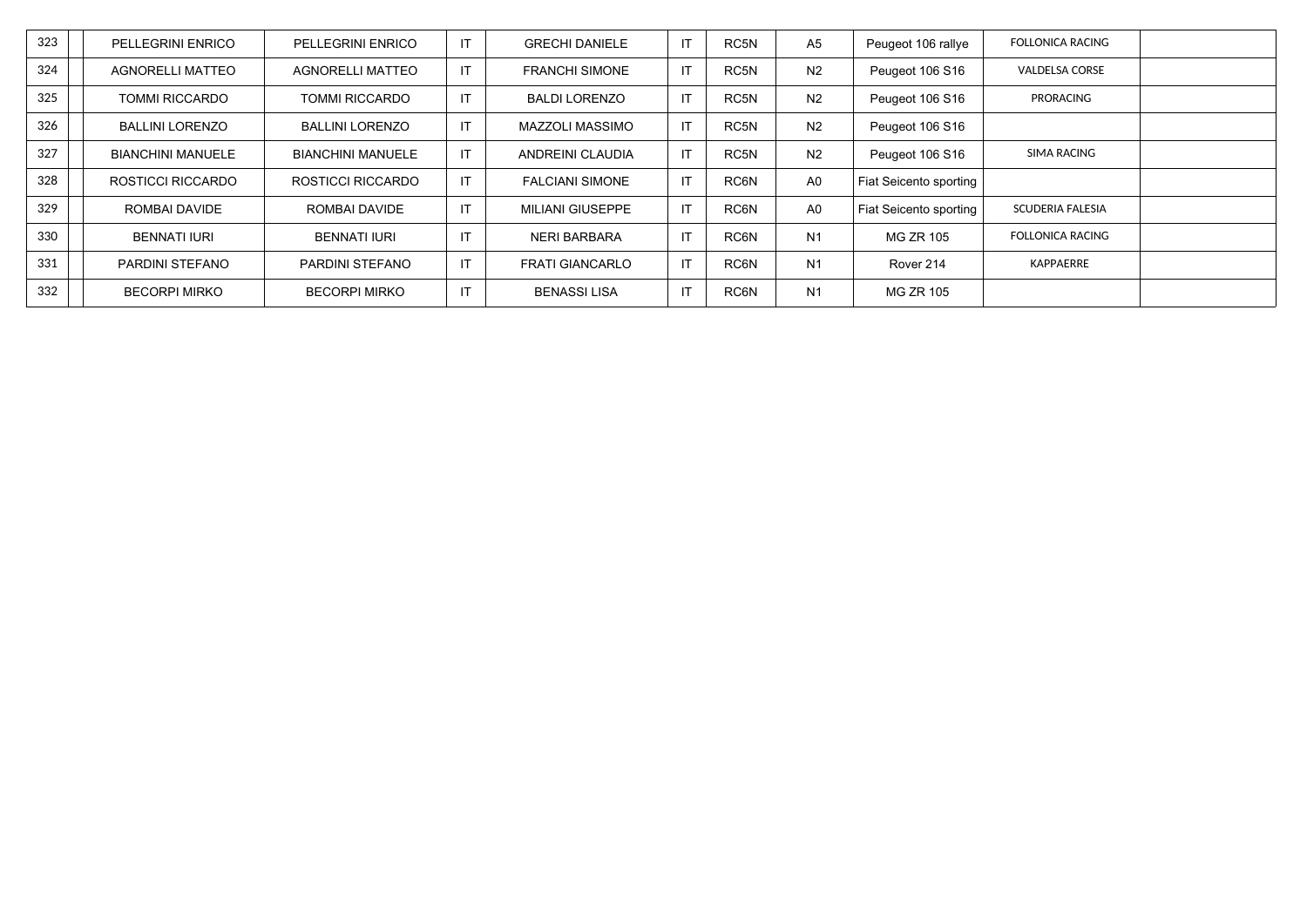| | | | | | | | | | | | |
|---|---|---|---|---|---|---|---|---|---|---|---|
| 323 | | PELLEGRINI ENRICO | PELLEGRINI ENRICO | IT | GRECHI DANIELE | IT | RC5N | A5 | Peugeot 106 rallye | FOLLONICA RACING | |
| 324 | | AGNORELLI MATTEO | AGNORELLI MATTEO | IT | FRANCHI SIMONE | IT | RC5N | N2 | Peugeot 106 S16 | VALDELSA CORSE | |
| 325 | | TOMMI RICCARDO | TOMMI RICCARDO | IT | BALDI LORENZO | IT | RC5N | N2 | Peugeot 106 S16 | PRORACING | |
| 326 | | BALLINI LORENZO | BALLINI LORENZO | IT | MAZZOLI MASSIMO | IT | RC5N | N2 | Peugeot 106 S16 | | |
| 327 | | BIANCHINI MANUELE | BIANCHINI MANUELE | IT | ANDREINI CLAUDIA | IT | RC5N | N2 | Peugeot 106 S16 | SIMA RACING | |
| 328 | | ROSTICCI RICCARDO | ROSTICCI RICCARDO | IT | FALCIANI SIMONE | IT | RC6N | A0 | Fiat Seicento sporting | | |
| 329 | | ROMBAI DAVIDE | ROMBAI DAVIDE | IT | MILIANI GIUSEPPE | IT | RC6N | A0 | Fiat Seicento sporting | SCUDERIA FALESIA | |
| 330 | | BENNATI IURI | BENNATI IURI | IT | NERI BARBARA | IT | RC6N | N1 | MG ZR 105 | FOLLONICA RACING | |
| 331 | | PARDINI STEFANO | PARDINI STEFANO | IT | FRATI GIANCARLO | IT | RC6N | N1 | Rover 214 | KAPPAERRE | |
| 332 | | BECORPI MIRKO | BECORPI MIRKO | IT | BENASSI LISA | IT | RC6N | N1 | MG ZR 105 | | |